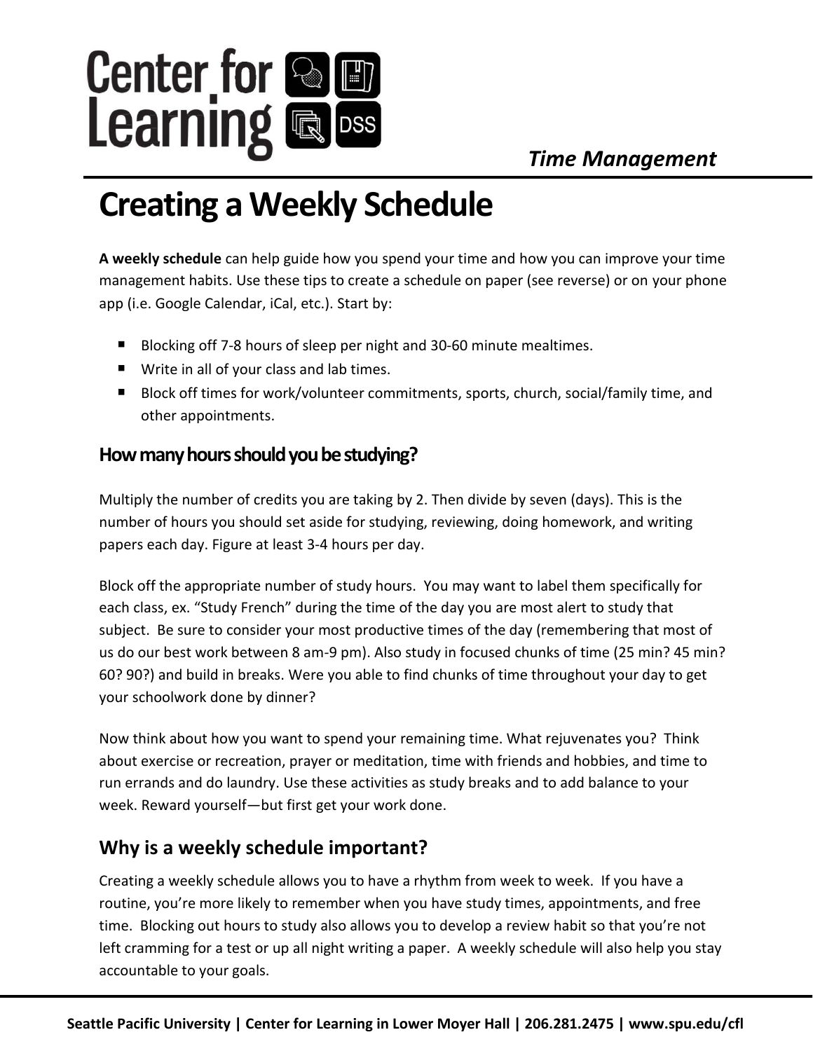# Center for Learning

*Time Management*

# Creating a Weekly Schedule

**A weekly schedule** can help guide how you spend your time and how you can improve your time management habits. Use these tips to create a schedule on paper (see reverse) or on your phone app (i.e. Google Calendar, iCal, etc.). Start by:

- Blocking off 7-8 hours of sleep per night and 30-60 minute mealtimes.
- Write in all of your class and lab times.
- Block off times for work/volunteer commitments, sports, church, social/family time, and other appointments.

## How many hours should you be studying?

Multiply the number of credits you are taking by 2. Then divide by seven (days). This is the number of hours you should set aside for studying, reviewing, doing homework, and writing papers each day. Figure at least 3-4 hours per day.

Block off the appropriate number of study hours. You may want to label them specifically for each class, ex. "Study French" during the time of the day you are most alert to study that subject. Be sure to consider your most productive times of the day (remembering that most of us do our best work between 8 am-9 pm). Also study in focused chunks of time (25 min? 45 min? 60? 90?) and build in breaks. Were you able to find chunks of time throughout your day to get your schoolwork done by dinner?

Now think about how you want to spend your remaining time. What rejuvenates you? Think about exercise or recreation, prayer or meditation, time with friends and hobbies, and time to run errands and do laundry. Use these activities as study breaks and to add balance to your week. Reward yourself—but first get your work done.

## Why is a weekly schedule important?

Creating a weekly schedule allows you to have a rhythm from week to week. If you have a routine, you're more likely to remember when you have study times, appointments, and free time. Blocking out hours to study also allows you to develop a review habit so that you're not left cramming for a test or up all night writing a paper. A weekly schedule will also help you stay accountable to your goals.

**Seattle Pacific University | Center for Learning in Lower Moyer Hall | 206.281.2475 | www.spu.edu/cfl**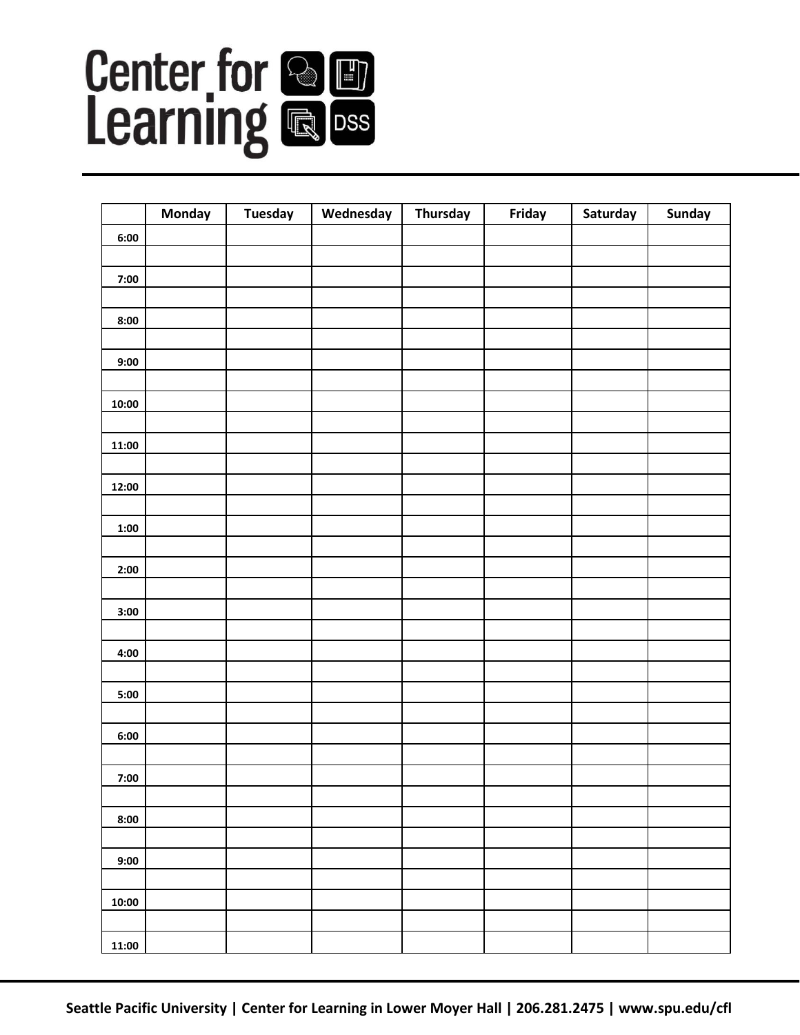# Center for Learning

| | Monday | Tuesday | Wednesday | Thursday | Friday | Saturday | Sunday |
|---|---|---|---|---|---|---|---|
| 6:00 | | | | | | | |
| | | | | | | | |
| 7:00 | | | | | | | |
| | | | | | | | |
| 8:00 | | | | | | | |
| | | | | | | | |
| 9:00 | | | | | | | |
| | | | | | | | |
| 10:00 | | | | | | | |
| | | | | | | | |
| 11:00 | | | | | | | |
| | | | | | | | |
| 12:00 | | | | | | | |
| | | | | | | | |
| 1:00 | | | | | | | |
| | | | | | | | |
| 2:00 | | | | | | | |
| | | | | | | | |
| 3:00 | | | | | | | |
| | | | | | | | |
| 4:00 | | | | | | | |
| | | | | | | | |
| 5:00 | | | | | | | |
| | | | | | | | |
| 6:00 | | | | | | | |
| | | | | | | | |
| 7:00 | | | | | | | |
| | | | | | | | |
| 8:00 | | | | | | | |
| | | | | | | | |
| 9:00 | | | | | | | |
| | | | | | | | |
| 10:00 | | | | | | | |
| | | | | | | | |
| 11:00 | | | | | | | |

**Seattle Pacific University | Center for Learning in Lower Moyer Hall | 206.281.2475 | www.spu.edu/cfl**